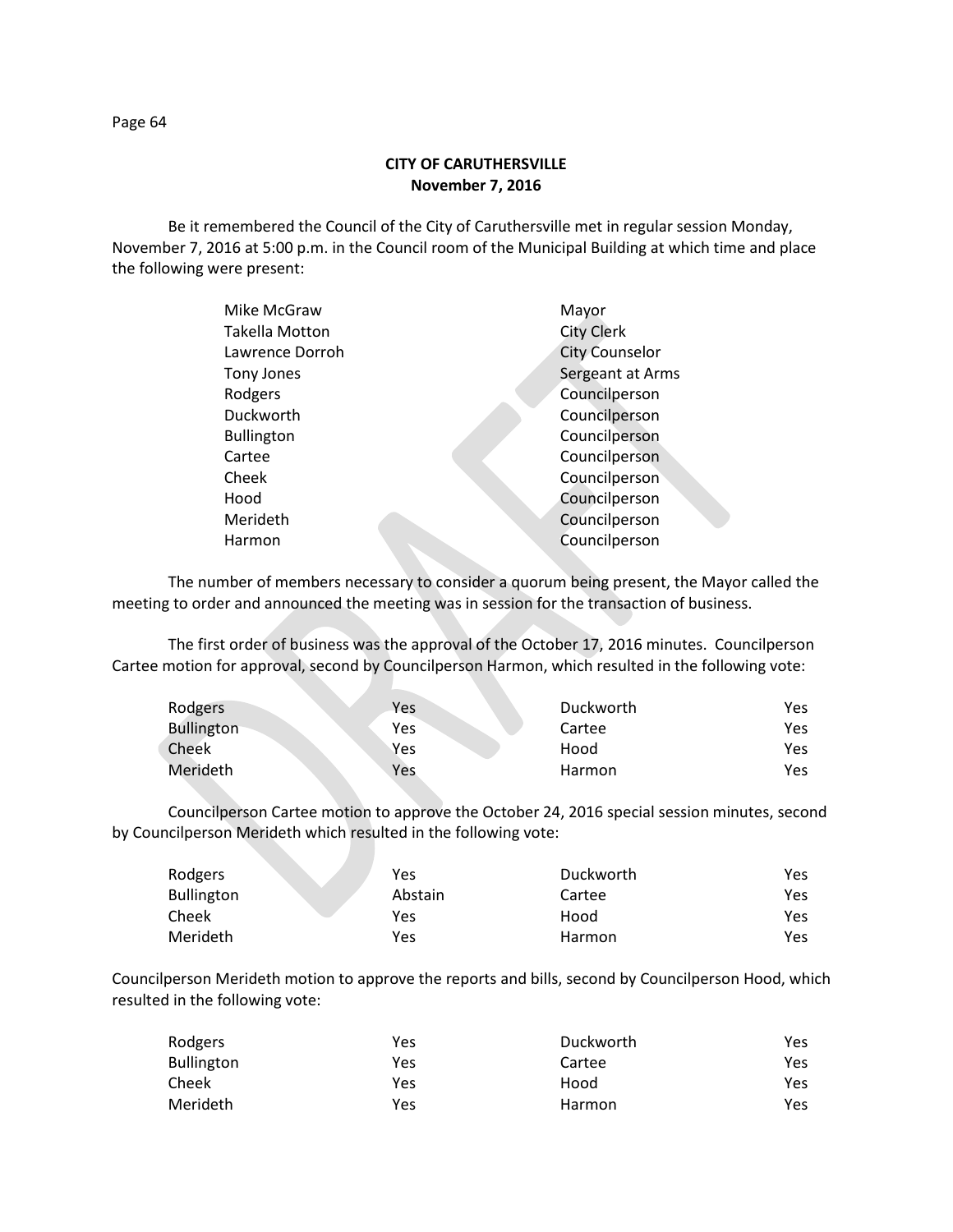**CITY OF CARUTHERSVILLE**
**November 7, 2016**

Be it remembered the Council of the City of Caruthersville met in regular session Monday, November 7, 2016 at 5:00 p.m. in the Council room of the Municipal Building at which time and place the following were present:

| | |
|---|---|
| Mike McGraw | Mayor |
| Takella Motton | City Clerk |
| Lawrence Dorroh | City Counselor |
| Tony Jones | Sergeant at Arms |
| Rodgers | Councilperson |
| Duckworth | Councilperson |
| Bullington | Councilperson |
| Cartee | Councilperson |
| Cheek | Councilperson |
| Hood | Councilperson |
| Merideth | Councilperson |
| Harmon | Councilperson |

The number of members necessary to consider a quorum being present, the Mayor called the meeting to order and announced the meeting was in session for the transaction of business.

The first order of business was the approval of the October 17, 2016 minutes. Councilperson Cartee motion for approval, second by Councilperson Harmon, which resulted in the following vote:

| | | | |
|---|---|---|---|
| Rodgers | Yes | Duckworth | Yes |
| Bullington | Yes | Cartee | Yes |
| Cheek | Yes | Hood | Yes |
| Merideth | Yes | Harmon | Yes |

Councilperson Cartee motion to approve the October 24, 2016 special session minutes, second by Councilperson Merideth which resulted in the following vote:

| | | | |
|---|---|---|---|
| Rodgers | Yes | Duckworth | Yes |
| Bullington | Abstain | Cartee | Yes |
| Cheek | Yes | Hood | Yes |
| Merideth | Yes | Harmon | Yes |

Councilperson Merideth motion to approve the reports and bills, second by Councilperson Hood, which resulted in the following vote:

| | | | |
|---|---|---|---|
| Rodgers | Yes | Duckworth | Yes |
| Bullington | Yes | Cartee | Yes |
| Cheek | Yes | Hood | Yes |
| Merideth | Yes | Harmon | Yes |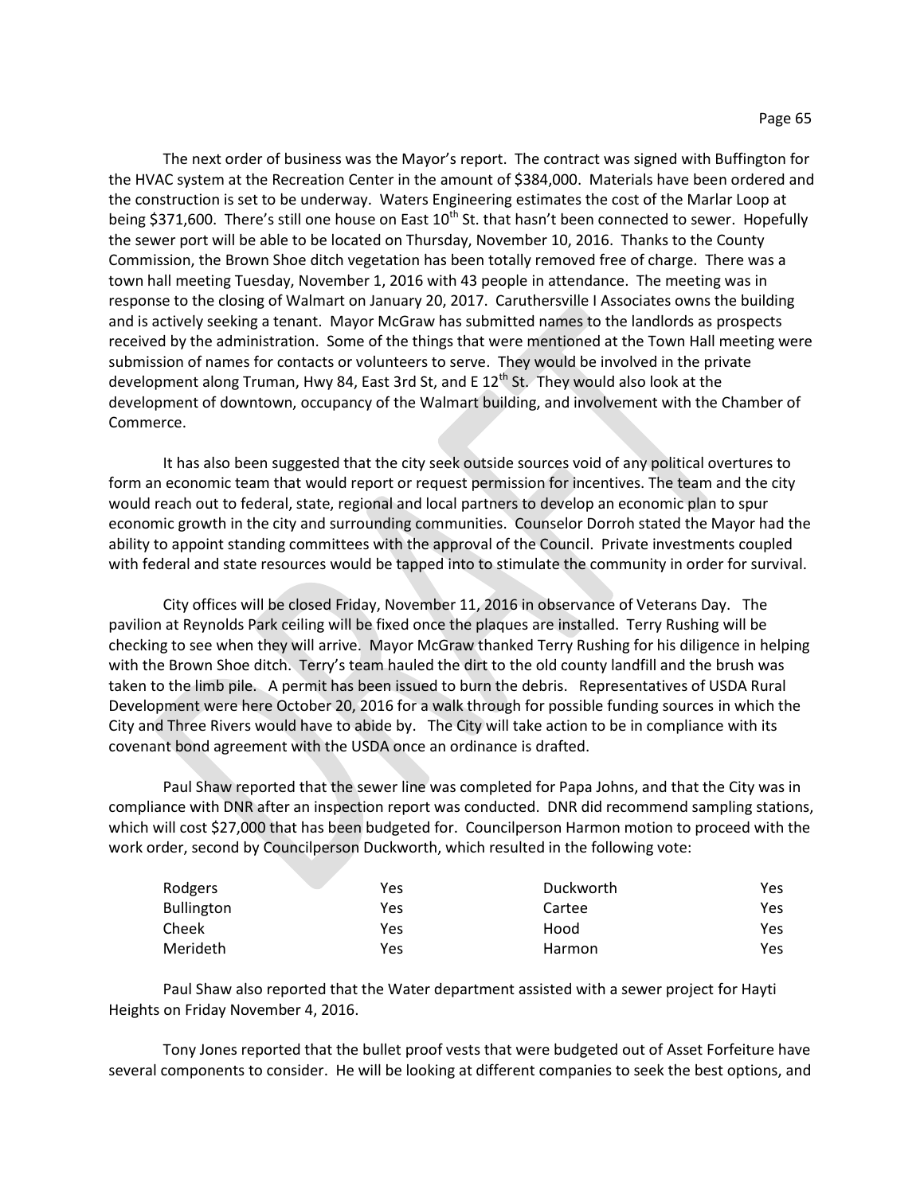The next order of business was the Mayor's report. The contract was signed with Buffington for the HVAC system at the Recreation Center in the amount of $384,000. Materials have been ordered and the construction is set to be underway. Waters Engineering estimates the cost of the Marlar Loop at being $371,600. There's still one house on East 10th St. that hasn't been connected to sewer. Hopefully the sewer port will be able to be located on Thursday, November 10, 2016. Thanks to the County Commission, the Brown Shoe ditch vegetation has been totally removed free of charge. There was a town hall meeting Tuesday, November 1, 2016 with 43 people in attendance. The meeting was in response to the closing of Walmart on January 20, 2017. Caruthersville I Associates owns the building and is actively seeking a tenant. Mayor McGraw has submitted names to the landlords as prospects received by the administration. Some of the things that were mentioned at the Town Hall meeting were submission of names for contacts or volunteers to serve. They would be involved in the private development along Truman, Hwy 84, East 3rd St, and E 12th St. They would also look at the development of downtown, occupancy of the Walmart building, and involvement with the Chamber of Commerce.

It has also been suggested that the city seek outside sources void of any political overtures to form an economic team that would report or request permission for incentives. The team and the city would reach out to federal, state, regional and local partners to develop an economic plan to spur economic growth in the city and surrounding communities. Counselor Dorroh stated the Mayor had the ability to appoint standing committees with the approval of the Council. Private investments coupled with federal and state resources would be tapped into to stimulate the community in order for survival.

City offices will be closed Friday, November 11, 2016 in observance of Veterans Day. The pavilion at Reynolds Park ceiling will be fixed once the plaques are installed. Terry Rushing will be checking to see when they will arrive. Mayor McGraw thanked Terry Rushing for his diligence in helping with the Brown Shoe ditch. Terry's team hauled the dirt to the old county landfill and the brush was taken to the limb pile. A permit has been issued to burn the debris. Representatives of USDA Rural Development were here October 20, 2016 for a walk through for possible funding sources in which the City and Three Rivers would have to abide by. The City will take action to be in compliance with its covenant bond agreement with the USDA once an ordinance is drafted.

Paul Shaw reported that the sewer line was completed for Papa Johns, and that the City was in compliance with DNR after an inspection report was conducted. DNR did recommend sampling stations, which will cost $27,000 that has been budgeted for. Councilperson Harmon motion to proceed with the work order, second by Councilperson Duckworth, which resulted in the following vote:

| | | | |
|---|---|---|---|
| Rodgers | Yes | Duckworth | Yes |
| Bullington | Yes | Cartee | Yes |
| Cheek | Yes | Hood | Yes |
| Merideth | Yes | Harmon | Yes |

Paul Shaw also reported that the Water department assisted with a sewer project for Hayti Heights on Friday November 4, 2016.

Tony Jones reported that the bullet proof vests that were budgeted out of Asset Forfeiture have several components to consider. He will be looking at different companies to seek the best options, and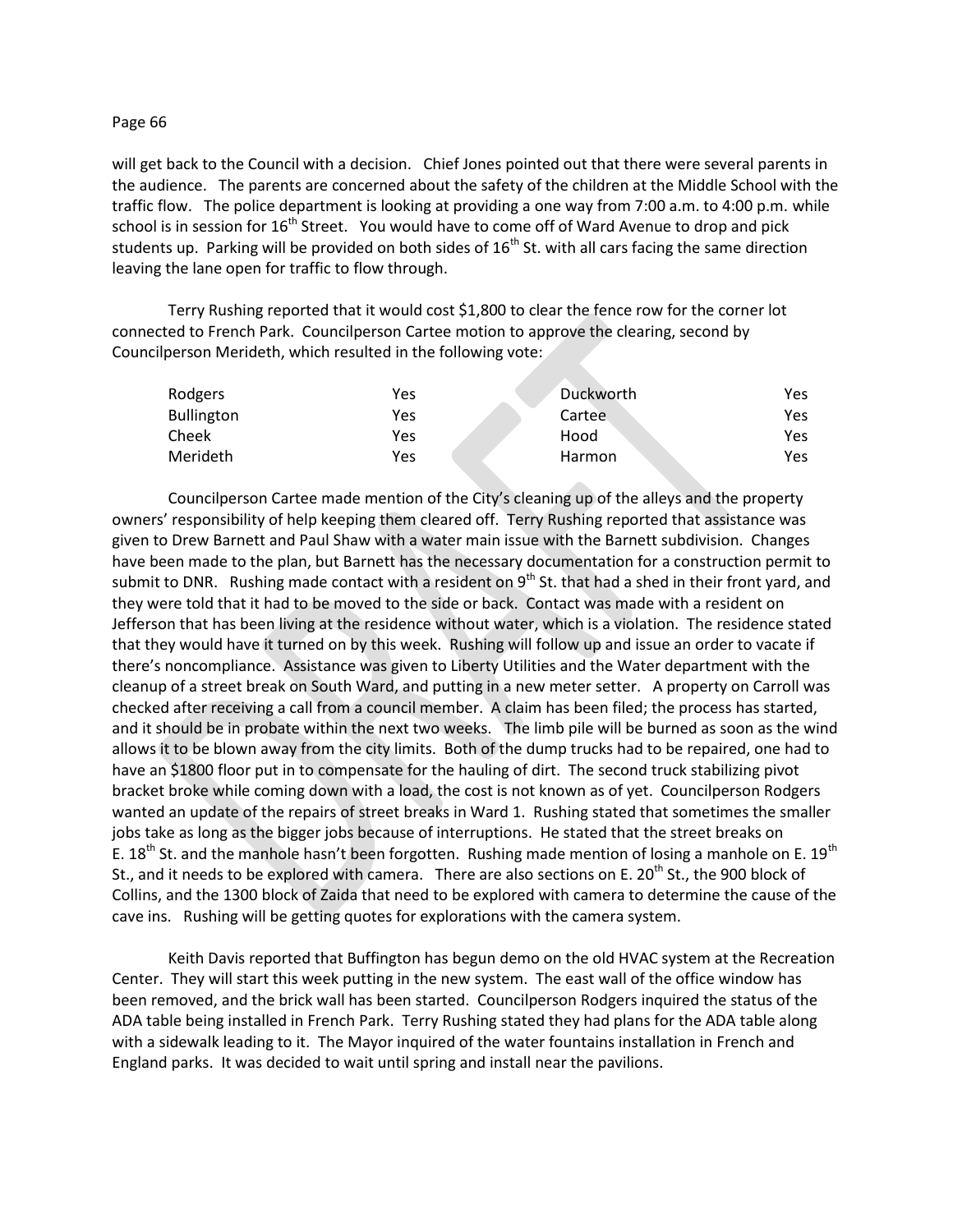will get back to the Council with a decision. Chief Jones pointed out that there were several parents in the audience. The parents are concerned about the safety of the children at the Middle School with the traffic flow. The police department is looking at providing a one way from 7:00 a.m. to 4:00 p.m. while school is in session for 16th Street. You would have to come off of Ward Avenue to drop and pick students up. Parking will be provided on both sides of 16th St. with all cars facing the same direction leaving the lane open for traffic to flow through.

Terry Rushing reported that it would cost $1,800 to clear the fence row for the corner lot connected to French Park. Councilperson Cartee motion to approve the clearing, second by Councilperson Merideth, which resulted in the following vote:

| | | | |
|---|---|---|---|
| Rodgers | Yes | Duckworth | Yes |
| Bullington | Yes | Cartee | Yes |
| Cheek | Yes | Hood | Yes |
| Merideth | Yes | Harmon | Yes |

Councilperson Cartee made mention of the City's cleaning up of the alleys and the property owners' responsibility of help keeping them cleared off. Terry Rushing reported that assistance was given to Drew Barnett and Paul Shaw with a water main issue with the Barnett subdivision. Changes have been made to the plan, but Barnett has the necessary documentation for a construction permit to submit to DNR. Rushing made contact with a resident on 9th St. that had a shed in their front yard, and they were told that it had to be moved to the side or back. Contact was made with a resident on Jefferson that has been living at the residence without water, which is a violation. The residence stated that they would have it turned on by this week. Rushing will follow up and issue an order to vacate if there's noncompliance. Assistance was given to Liberty Utilities and the Water department with the cleanup of a street break on South Ward, and putting in a new meter setter. A property on Carroll was checked after receiving a call from a council member. A claim has been filed; the process has started, and it should be in probate within the next two weeks. The limb pile will be burned as soon as the wind allows it to be blown away from the city limits. Both of the dump trucks had to be repaired, one had to have an $1800 floor put in to compensate for the hauling of dirt. The second truck stabilizing pivot bracket broke while coming down with a load, the cost is not known as of yet. Councilperson Rodgers wanted an update of the repairs of street breaks in Ward 1. Rushing stated that sometimes the smaller jobs take as long as the bigger jobs because of interruptions. He stated that the street breaks on E. 18th St. and the manhole hasn't been forgotten. Rushing made mention of losing a manhole on E. 19th St., and it needs to be explored with camera. There are also sections on E. 20th St., the 900 block of Collins, and the 1300 block of Zaida that need to be explored with camera to determine the cause of the cave ins. Rushing will be getting quotes for explorations with the camera system.

Keith Davis reported that Buffington has begun demo on the old HVAC system at the Recreation Center. They will start this week putting in the new system. The east wall of the office window has been removed, and the brick wall has been started. Councilperson Rodgers inquired the status of the ADA table being installed in French Park. Terry Rushing stated they had plans for the ADA table along with a sidewalk leading to it. The Mayor inquired of the water fountains installation in French and England parks. It was decided to wait until spring and install near the pavilions.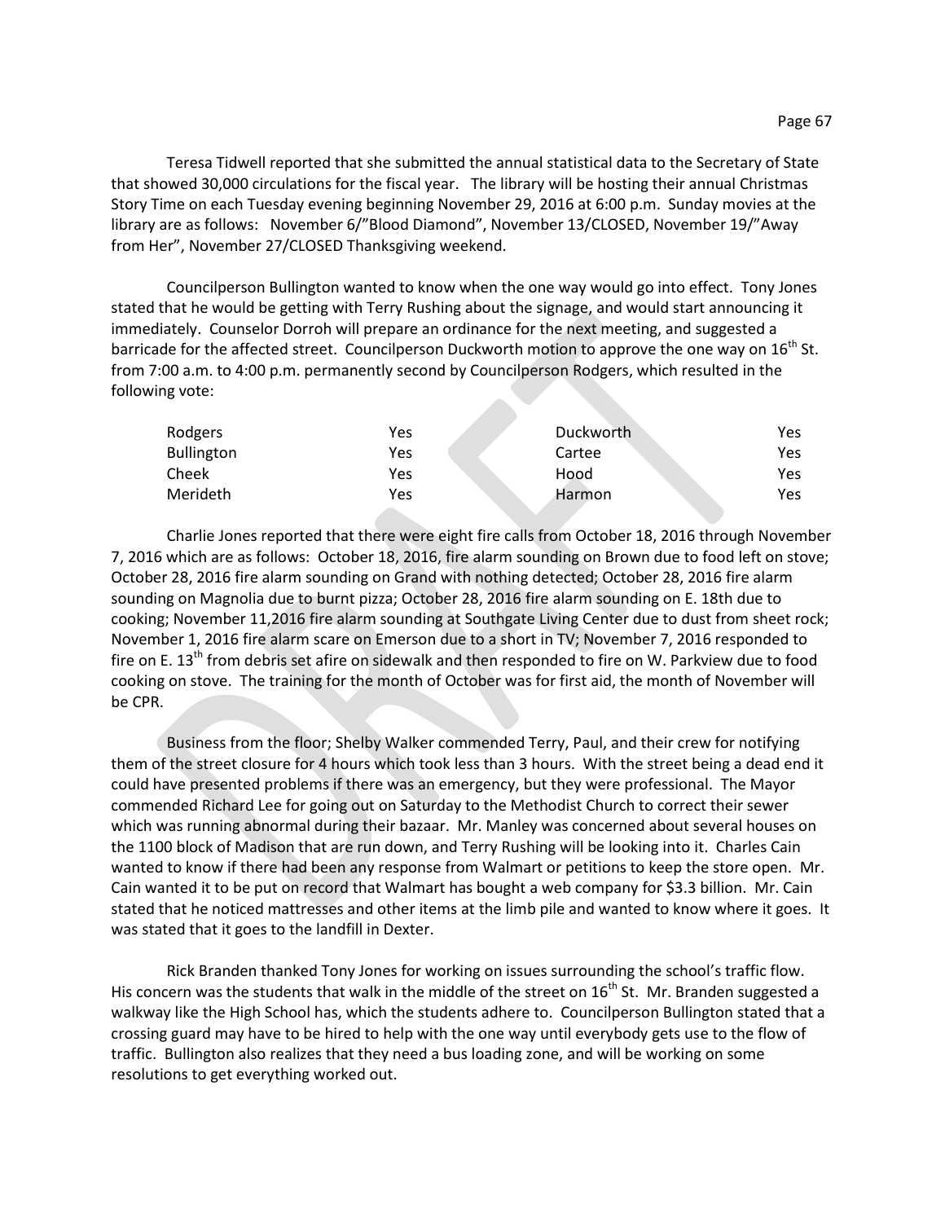Teresa Tidwell reported that she submitted the annual statistical data to the Secretary of State that showed 30,000 circulations for the fiscal year. The library will be hosting their annual Christmas Story Time on each Tuesday evening beginning November 29, 2016 at 6:00 p.m. Sunday movies at the library are as follows: November 6/"Blood Diamond", November 13/CLOSED, November 19/"Away from Her", November 27/CLOSED Thanksgiving weekend.

Councilperson Bullington wanted to know when the one way would go into effect. Tony Jones stated that he would be getting with Terry Rushing about the signage, and would start announcing it immediately. Counselor Dorroh will prepare an ordinance for the next meeting, and suggested a barricade for the affected street. Councilperson Duckworth motion to approve the one way on 16th St. from 7:00 a.m. to 4:00 p.m. permanently second by Councilperson Rodgers, which resulted in the following vote:

| | | | |
|---|---|---|---|
| Rodgers | Yes | Duckworth | Yes |
| Bullington | Yes | Cartee | Yes |
| Cheek | Yes | Hood | Yes |
| Merideth | Yes | Harmon | Yes |

Charlie Jones reported that there were eight fire calls from October 18, 2016 through November 7, 2016 which are as follows: October 18, 2016, fire alarm sounding on Brown due to food left on stove; October 28, 2016 fire alarm sounding on Grand with nothing detected; October 28, 2016 fire alarm sounding on Magnolia due to burnt pizza; October 28, 2016 fire alarm sounding on E. 18th due to cooking; November 11,2016 fire alarm sounding at Southgate Living Center due to dust from sheet rock; November 1, 2016 fire alarm scare on Emerson due to a short in TV; November 7, 2016 responded to fire on E. 13th from debris set afire on sidewalk and then responded to fire on W. Parkview due to food cooking on stove. The training for the month of October was for first aid, the month of November will be CPR.

Business from the floor; Shelby Walker commended Terry, Paul, and their crew for notifying them of the street closure for 4 hours which took less than 3 hours. With the street being a dead end it could have presented problems if there was an emergency, but they were professional. The Mayor commended Richard Lee for going out on Saturday to the Methodist Church to correct their sewer which was running abnormal during their bazaar. Mr. Manley was concerned about several houses on the 1100 block of Madison that are run down, and Terry Rushing will be looking into it. Charles Cain wanted to know if there had been any response from Walmart or petitions to keep the store open. Mr. Cain wanted it to be put on record that Walmart has bought a web company for $3.3 billion. Mr. Cain stated that he noticed mattresses and other items at the limb pile and wanted to know where it goes. It was stated that it goes to the landfill in Dexter.

Rick Branden thanked Tony Jones for working on issues surrounding the school's traffic flow. His concern was the students that walk in the middle of the street on 16th St. Mr. Branden suggested a walkway like the High School has, which the students adhere to. Councilperson Bullington stated that a crossing guard may have to be hired to help with the one way until everybody gets use to the flow of traffic. Bullington also realizes that they need a bus loading zone, and will be working on some resolutions to get everything worked out.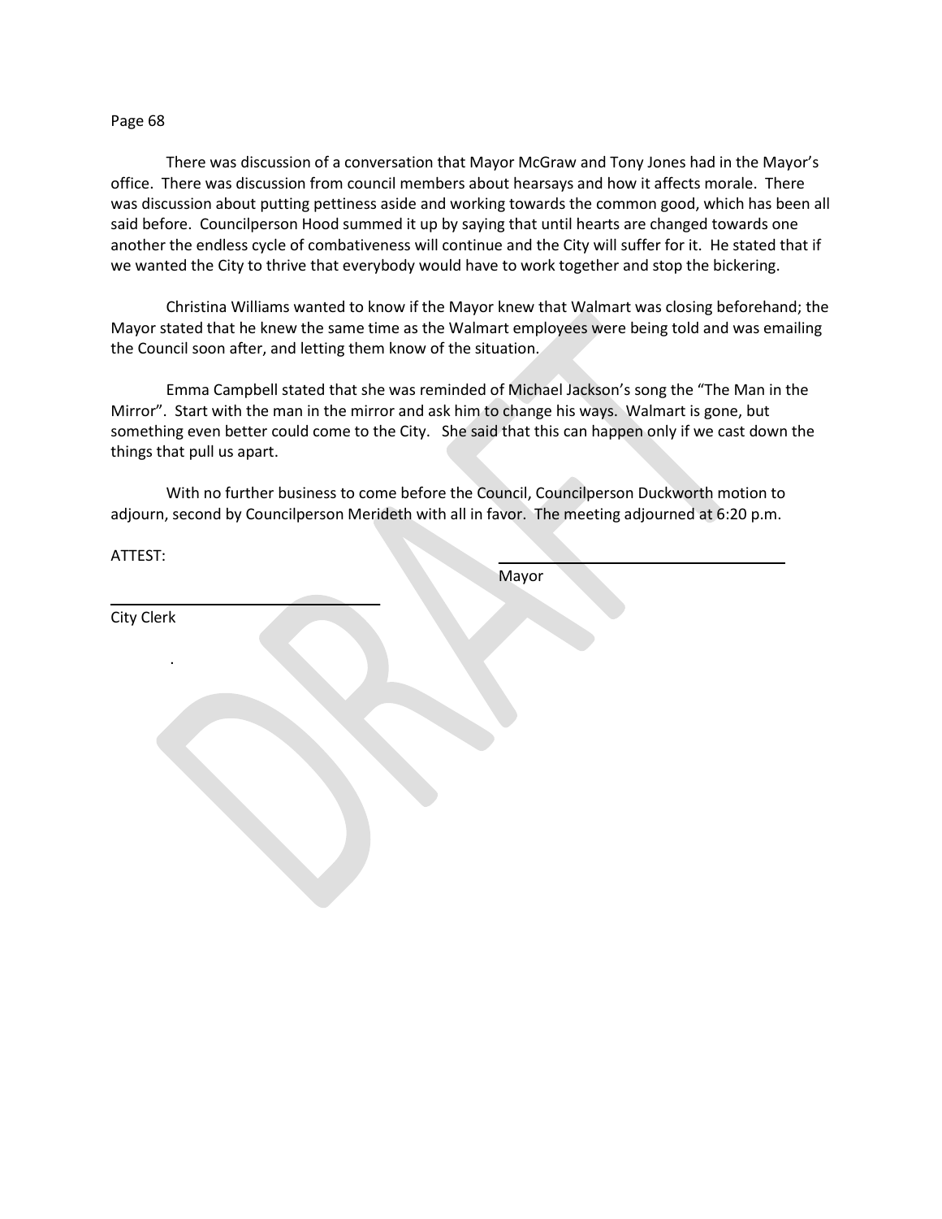There was discussion of a conversation that Mayor McGraw and Tony Jones had in the Mayor's office. There was discussion from council members about hearsays and how it affects morale. There was discussion about putting pettiness aside and working towards the common good, which has been all said before. Councilperson Hood summed it up by saying that until hearts are changed towards one another the endless cycle of combativeness will continue and the City will suffer for it. He stated that if we wanted the City to thrive that everybody would have to work together and stop the bickering.

Christina Williams wanted to know if the Mayor knew that Walmart was closing beforehand; the Mayor stated that he knew the same time as the Walmart employees were being told and was emailing the Council soon after, and letting them know of the situation.

Emma Campbell stated that she was reminded of Michael Jackson's song the "The Man in the Mirror". Start with the man in the mirror and ask him to change his ways. Walmart is gone, but something even better could come to the City. She said that this can happen only if we cast down the things that pull us apart.

With no further business to come before the Council, Councilperson Duckworth motion to adjourn, second by Councilperson Merideth with all in favor. The meeting adjourned at 6:20 p.m.

ATTEST:

\_\_\_\_\_\_\_\_\_\_\_\_\_\_\_\_\_\_\_\_\_\_\_\_\_\_\_\_\_\_\_\_
Mayor

\_\_\_\_\_\_\_\_\_\_\_\_\_\_\_\_\_\_\_\_\_\_\_\_\_\_\_\_\_\_\_\_
City Clerk

DRAFT